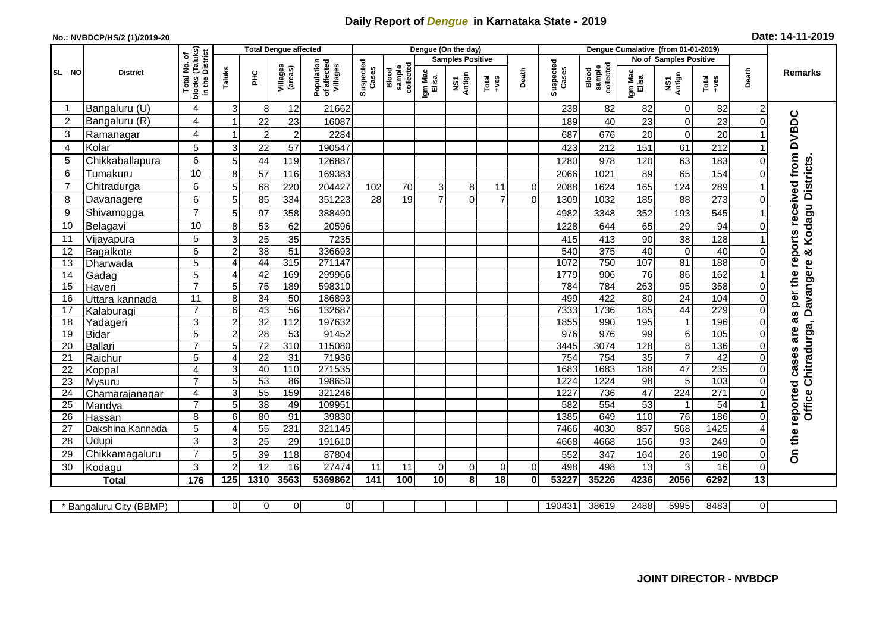# Daily Report of *Dengue* in Karnataka State - 2019

**No.: NVBDCP/HS/2 (1)/2019-20**

**Date: 14-11-2019**

| SL NO | District | Total No. of blocks (Taluks) in the District | Total Dengue affected | | | | Dengue (On the day) | | | | | | Dengue Cumalative (from 01-01-2019) | | | | | | Remarks |
|---|---|---|---|---|---|---|---|---|---|---|---|---|---|---|---|---|---|---|---|
| | | | Taluks | PHC | Villages (areas) | Population of affected Villages | Suspected Cases | Blood sample collected | Samples Positive | | | Death | Suspected Cases | Blood sample collected | No of Samples Positive | | | Death | |
| | | | | | | | | | Igm Mac Elisa | NS1 Antign | Total +ves | | | | Igm Mac Elisa | NS1 Antign | Total +ves | | |
| 1 | Bangaluru (U) | 4 | 3 | 8 | 12 | 21662 | | | | | | | 238 | 82 | 82 | 0 | 82 | 2 | On the reported cases are as per the reports received from DVBDC Office Chitradurga, Davangere & Kodagu Districts. |
| 2 | Bangaluru (R) | 4 | 1 | 22 | 23 | 16087 | | | | | | | 189 | 40 | 23 | 0 | 23 | 0 | |
| 3 | Ramanagar | 4 | 1 | 2 | 2 | 2284 | | | | | | | 687 | 676 | 20 | 0 | 20 | 1 | |
| 4 | Kolar | 5 | 3 | 22 | 57 | 190547 | | | | | | | 423 | 212 | 151 | 61 | 212 | 1 | |
| 5 | Chikkaballapura | 6 | 5 | 44 | 119 | 126887 | | | | | | | 1280 | 978 | 120 | 63 | 183 | 0 | |
| 6 | Tumakuru | 10 | 8 | 57 | 116 | 169383 | | | | | | | 2066 | 1021 | 89 | 65 | 154 | 0 | |
| 7 | Chitradurga | 6 | 5 | 68 | 220 | 204427 | 102 | 70 | 3 | 8 | 11 | 0 | 2088 | 1624 | 165 | 124 | 289 | 1 | |
| 8 | Davanagere | 6 | 5 | 85 | 334 | 351223 | 28 | 19 | 7 | 0 | 7 | 0 | 1309 | 1032 | 185 | 88 | 273 | 0 | |
| 9 | Shivamogga | 7 | 5 | 97 | 358 | 388490 | | | | | | | 4982 | 3348 | 352 | 193 | 545 | 1 | |
| 10 | Belagavi | 10 | 8 | 53 | 62 | 20596 | | | | | | | 1228 | 644 | 65 | 29 | 94 | 0 | |
| 11 | Vijayapura | 5 | 3 | 25 | 35 | 7235 | | | | | | | 415 | 413 | 90 | 38 | 128 | 1 | |
| 12 | Bagalkote | 6 | 2 | 38 | 51 | 336693 | | | | | | | 540 | 375 | 40 | 0 | 40 | 0 | |
| 13 | Dharwada | 5 | 4 | 44 | 315 | 271147 | | | | | | | 1072 | 750 | 107 | 81 | 188 | 0 | |
| 14 | Gadag | 5 | 4 | 42 | 169 | 299966 | | | | | | | 1779 | 906 | 76 | 86 | 162 | 1 | |
| 15 | Haveri | 7 | 5 | 75 | 189 | 598310 | | | | | | | 784 | 784 | 263 | 95 | 358 | 0 | |
| 16 | Uttara kannada | 11 | 8 | 34 | 50 | 186893 | | | | | | | 499 | 422 | 80 | 24 | 104 | 0 | |
| 17 | Kalaburagi | 7 | 6 | 43 | 56 | 132687 | | | | | | | 7333 | 1736 | 185 | 44 | 229 | 0 | |
| 18 | Yadageri | 3 | 2 | 32 | 112 | 197632 | | | | | | | 1855 | 990 | 195 | 1 | 196 | 0 | |
| 19 | Bidar | 5 | 2 | 28 | 53 | 91452 | | | | | | | 976 | 976 | 99 | 6 | 105 | 0 | |
| 20 | Ballari | 7 | 5 | 72 | 310 | 115080 | | | | | | | 3445 | 3074 | 128 | 8 | 136 | 0 | |
| 21 | Raichur | 5 | 4 | 22 | 31 | 71936 | | | | | | | 754 | 754 | 35 | 7 | 42 | 0 | |
| 22 | Koppal | 4 | 3 | 40 | 110 | 271535 | | | | | | | 1683 | 1683 | 188 | 47 | 235 | 0 | |
| 23 | Mysuru | 7 | 5 | 53 | 86 | 198650 | | | | | | | 1224 | 1224 | 98 | 5 | 103 | 0 | |
| 24 | Chamarajanagar | 4 | 3 | 55 | 159 | 321246 | | | | | | | 1227 | 736 | 47 | 224 | 271 | 0 | |
| 25 | Mandya | 7 | 5 | 38 | 49 | 109951 | | | | | | | 582 | 554 | 53 | 1 | 54 | 1 | |
| 26 | Hassan | 8 | 6 | 80 | 91 | 39830 | | | | | | | 1385 | 649 | 110 | 76 | 186 | 0 | |
| 27 | Dakshina Kannada | 5 | 4 | 55 | 231 | 321145 | | | | | | | 7466 | 4030 | 857 | 568 | 1425 | 4 | |
| 28 | Udupi | 3 | 3 | 25 | 29 | 191610 | | | | | | | 4668 | 4668 | 156 | 93 | 249 | 0 | |
| 29 | Chikkamagaluru | 7 | 5 | 39 | 118 | 87804 | | | | | | | 552 | 347 | 164 | 26 | 190 | 0 | |
| 30 | Kodagu | 3 | 2 | 12 | 16 | 27474 | 11 | 11 | 0 | 0 | 0 | 0 | 498 | 498 | 13 | 3 | 16 | 0 | |
| | **Total** | **176** | **125** | **1310** | **3563** | **5369862** | **141** | **100** | **10** | **8** | **18** | **0** | **53227** | **35226** | **4236** | **2056** | **6292** | **13** | |

| * Bangaluru City (BBMP) | | 0 | 0 | 0 | 0 | | | | | | | 190431 | 38619 | 2488 | 5995 | 8483 | 0 | |
|---|---|---|---|---|---|---|---|---|---|---|---|---|---|---|---|---|---|---|

**JOINT DIRECTOR - NVBDCP**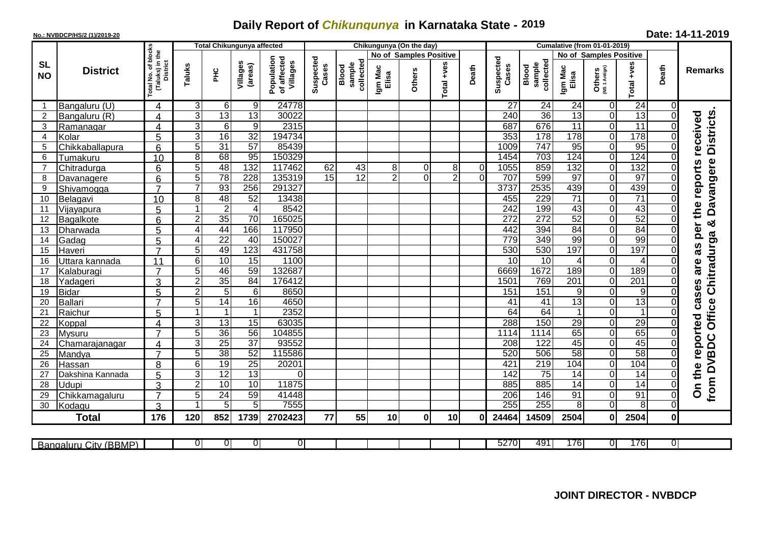# Daily Report of *Chikungunya* in Karnataka State - 2019

**No.: NVBDCP/HS/2 (1)/2019-20**

**Date: 14-11-2019**

| SL NO | District | Total No. of blocks (Taluks) in the District | Total Chikungunya affected | | | | Chikungunya (On the day) | | | | | | | Cumalative (from 01-01-2019) | | | | | | | Remarks |
|---|---|---|---|---|---|---|---|---|---|---|---|---|---|---|---|---|---|---|---|---|---|
| | | | Taluks | PHC | Villages (areas) | Population of affected Villages | Suspected Cases | Blood sample collected | No of Samples Positive | | | Death | Suspected Cases | Blood sample collected | No of Samples Positive | | | Death | |
| | | | | | | | | | Igm Mac Elisa | Others | Total +ves | | | | Igm Mac Elisa | Others (NS1 Antign) | Total +ves | | |
| 1 | Bangaluru (U) | 4 | 3 | 6 | 9 | 24778 | | | | | | | 27 | 24 | 24 | 0 | 24 | 0 | On the reported cases are as per the reports received from DVBDC Office Chitradurga & Davangere Districts. |
| 2 | Bangaluru (R) | 4 | 3 | 13 | 13 | 30022 | | | | | | | 240 | 36 | 13 | 0 | 13 | 0 | |
| 3 | Ramanagar | 4 | 3 | 6 | 9 | 2315 | | | | | | | 687 | 676 | 11 | 0 | 11 | 0 | |
| 4 | Kolar | 5 | 3 | 16 | 32 | 194734 | | | | | | | 353 | 178 | 178 | 0 | 178 | 0 | |
| 5 | Chikkaballapura | 6 | 5 | 31 | 57 | 85439 | | | | | | | 1009 | 747 | 95 | 0 | 95 | 0 | |
| 6 | Tumakuru | 10 | 8 | 68 | 95 | 150329 | | | | | | | 1454 | 703 | 124 | 0 | 124 | 0 | |
| 7 | Chitradurga | 6 | 5 | 48 | 132 | 117462 | 62 | 43 | 8 | 0 | 8 | 0 | 1055 | 859 | 132 | 0 | 132 | 0 | |
| 8 | Davanagere | 6 | 5 | 78 | 228 | 135319 | 15 | 12 | 2 | 0 | 2 | 0 | 707 | 599 | 97 | 0 | 97 | 0 | |
| 9 | Shivamogga | 7 | 7 | 93 | 256 | 291327 | | | | | | | 3737 | 2535 | 439 | 0 | 439 | 0 | |
| 10 | Belagavi | 10 | 8 | 48 | 52 | 13438 | | | | | | | 455 | 229 | 71 | 0 | 71 | 0 | |
| 11 | Vijayapura | 5 | 1 | 2 | 4 | 8542 | | | | | | | 242 | 199 | 43 | 0 | 43 | 0 | |
| 12 | Bagalkote | 6 | 2 | 35 | 70 | 165025 | | | | | | | 272 | 272 | 52 | 0 | 52 | 0 | |
| 13 | Dharwada | 5 | 4 | 44 | 166 | 117950 | | | | | | | 442 | 394 | 84 | 0 | 84 | 0 | |
| 14 | Gadag | 5 | 4 | 22 | 40 | 150027 | | | | | | | 779 | 349 | 99 | 0 | 99 | 0 | |
| 15 | Haveri | 7 | 5 | 49 | 123 | 431758 | | | | | | | 530 | 530 | 197 | 0 | 197 | 0 | |
| 16 | Uttara kannada | 11 | 6 | 10 | 15 | 1100 | | | | | | | 10 | 10 | 4 | 0 | 4 | 0 | |
| 17 | Kalaburagi | 7 | 5 | 46 | 59 | 132687 | | | | | | | 6669 | 1672 | 189 | 0 | 189 | 0 | |
| 18 | Yadageri | 3 | 2 | 35 | 84 | 176412 | | | | | | | 1501 | 769 | 201 | 0 | 201 | 0 | |
| 19 | Bidar | 5 | 2 | 5 | 6 | 8650 | | | | | | | 151 | 151 | 9 | 0 | 9 | 0 | |
| 20 | Ballari | 7 | 5 | 14 | 16 | 4650 | | | | | | | 41 | 41 | 13 | 0 | 13 | 0 | |
| 21 | Raichur | 5 | 1 | 1 | 1 | 2352 | | | | | | | 64 | 64 | 1 | 0 | 1 | 0 | |
| 22 | Koppal | 4 | 3 | 13 | 15 | 63035 | | | | | | | 288 | 150 | 29 | 0 | 29 | 0 | |
| 23 | Mysuru | 7 | 5 | 36 | 56 | 104855 | | | | | | | 1114 | 1114 | 65 | 0 | 65 | 0 | |
| 24 | Chamarajanagar | 4 | 3 | 25 | 37 | 93552 | | | | | | | 208 | 122 | 45 | 0 | 45 | 0 | |
| 25 | Mandya | 7 | 5 | 38 | 52 | 115586 | | | | | | | 520 | 506 | 58 | 0 | 58 | 0 | |
| 26 | Hassan | 8 | 6 | 19 | 25 | 20201 | | | | | | | 421 | 219 | 104 | 0 | 104 | 0 | |
| 27 | Dakshina Kannada | 5 | 3 | 12 | 13 | 0 | | | | | | | 142 | 75 | 14 | 0 | 14 | 0 | |
| 28 | Udupi | 3 | 2 | 10 | 10 | 11875 | | | | | | | 885 | 885 | 14 | 0 | 14 | 0 | |
| 29 | Chikkamagaluru | 7 | 5 | 24 | 59 | 41448 | | | | | | | 206 | 146 | 91 | 0 | 91 | 0 | |
| 30 | Kodagu | 3 | 1 | 5 | 5 | 7555 | | | | | | | 255 | 255 | 8 | 0 | 8 | 0 | |
| **Total** | | **176** | **120** | **852** | **1739** | **2702423** | **77** | **55** | **10** | **0** | **10** | **0** | **24464** | **14509** | **2504** | **0** | **2504** | **0** | |

| | | | | | | | | | | | | | | | | | |
|---|---|---|---|---|---|---|---|---|---|---|---|---|---|---|---|---|---|
| Bangaluru City (BBMP) | | 0 | 0 | 0 | 0 | | | | | | | 5270 | 491 | 176 | 0 | 176 | 0 |

**JOINT DIRECTOR - NVBDCP**